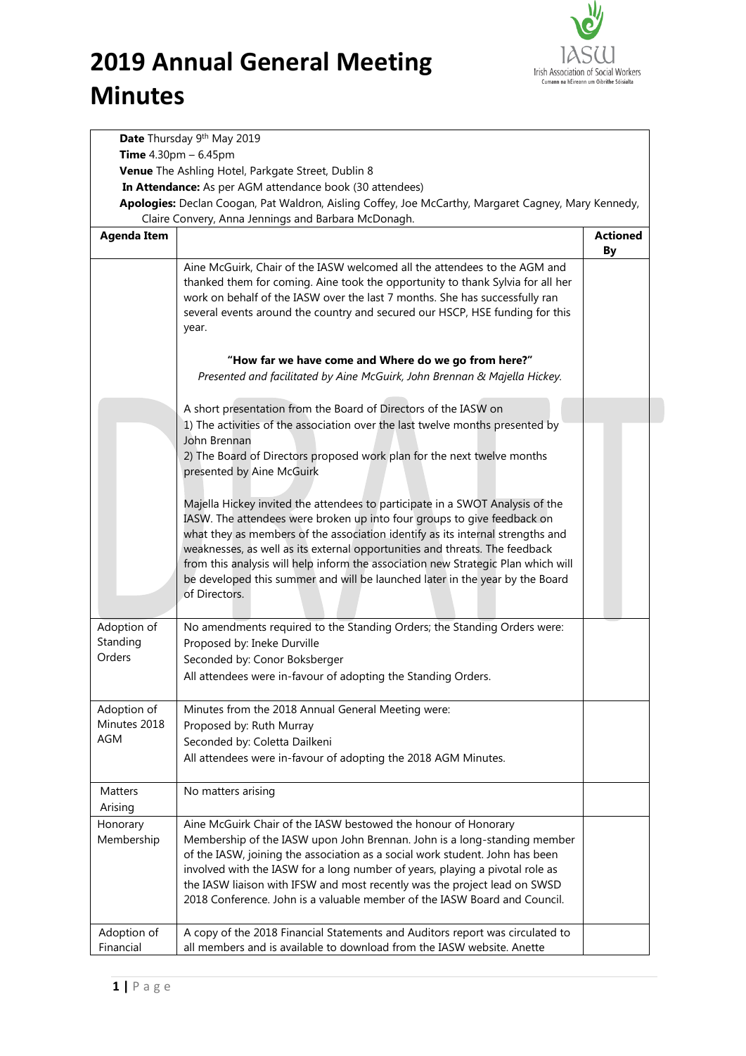# 2019 Annual General Meeting Minutes

**Date** Thursday 9th May 2019
**Time** 4.30pm – 6.45pm
**Venue** The Ashling Hotel, Parkgate Street, Dublin 8
**In Attendance:** As per AGM attendance book (30 attendees)
**Apologies:** Declan Coogan, Pat Waldron, Aisling Coffey, Joe McCarthy, Margaret Cagney, Mary Kennedy, Claire Convery, Anna Jennings and Barbara McDonagh.

| Agenda Item | | Actioned By |
|---|---|---|
| | Aine McGuirk, Chair of the IASW welcomed all the attendees to the AGM and thanked them for coming. Aine took the opportunity to thank Sylvia for all her work on behalf of the IASW over the last 7 months. She has successfully ran several events around the country and secured our HSCP, HSE funding for this year.<br><br>**"How far we have come and Where do we go from here?"**<br>*Presented and facilitated by Aine McGuirk, John Brennan & Majella Hickey.*<br><br>A short presentation from the Board of Directors of the IASW on<br>1) The activities of the association over the last twelve months presented by John Brennan<br>2) The Board of Directors proposed work plan for the next twelve months presented by Aine McGuirk<br><br>Majella Hickey invited the attendees to participate in a SWOT Analysis of the IASW. The attendees were broken up into four groups to give feedback on what they as members of the association identify as its internal strengths and weaknesses, as well as its external opportunities and threats. The feedback from this analysis will help inform the association new Strategic Plan which will be developed this summer and will be launched later in the year by the Board of Directors. | |
| Adoption of Standing Orders | No amendments required to the Standing Orders; the Standing Orders were:<br>Proposed by: Ineke Durville<br>Seconded by: Conor Boksberger<br>All attendees were in-favour of adopting the Standing Orders. | |
| Adoption of Minutes 2018 AGM | Minutes from the 2018 Annual General Meeting were:<br>Proposed by: Ruth Murray<br>Seconded by: Coletta Dailkeni<br>All attendees were in-favour of adopting the 2018 AGM Minutes. | |
| Matters Arising | No matters arising | |
| Honorary Membership | Aine McGuirk Chair of the IASW bestowed the honour of Honorary Membership of the IASW upon John Brennan. John is a long-standing member of the IASW, joining the association as a social work student. John has been involved with the IASW for a long number of years, playing a pivotal role as the IASW liaison with IFSW and most recently was the project lead on SWSD 2018 Conference. John is a valuable member of the IASW Board and Council. | |
| Adoption of Financial | A copy of the 2018 Financial Statements and Auditors report was circulated to all members and is available to download from the IASW website. Anette | |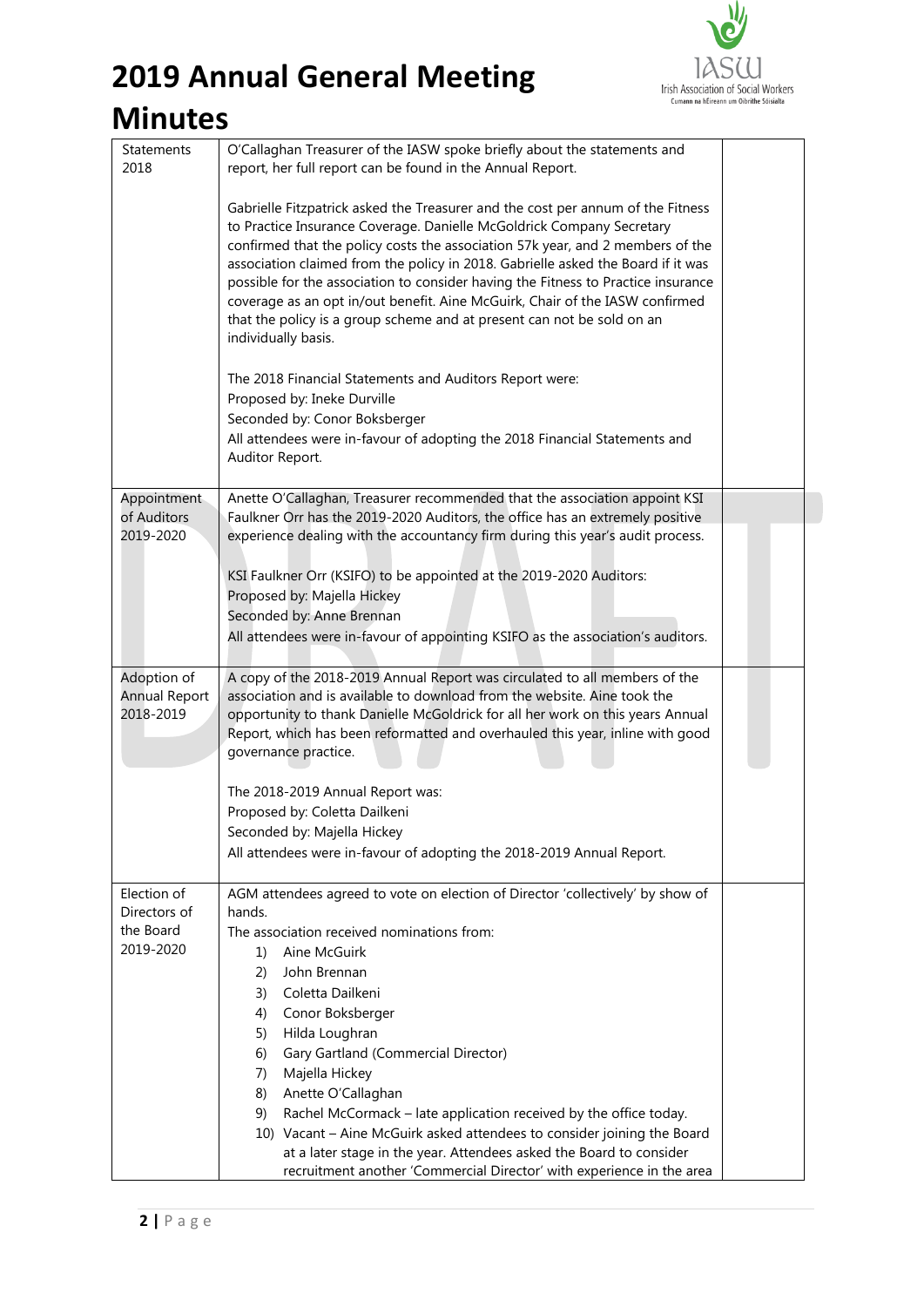# 2019 Annual General Meeting Minutes

| | | |
|---|---|---|
| Statements 2018 | O'Callaghan Treasurer of the IASW spoke briefly about the statements and report, her full report can be found in the Annual Report.<br><br>Gabrielle Fitzpatrick asked the Treasurer and the cost per annum of the Fitness to Practice Insurance Coverage. Danielle McGoldrick Company Secretary confirmed that the policy costs the association 57k year, and 2 members of the association claimed from the policy in 2018. Gabrielle asked the Board if it was possible for the association to consider having the Fitness to Practice insurance coverage as an opt in/out benefit. Aine McGuirk, Chair of the IASW confirmed that the policy is a group scheme and at present can not be sold on an individually basis.<br><br>The 2018 Financial Statements and Auditors Report were:<br>Proposed by: Ineke Durville<br>Seconded by: Conor Boksberger<br>All attendees were in-favour of adopting the 2018 Financial Statements and Auditor Report. | |
| Appointment of Auditors 2019-2020 | Anette O'Callaghan, Treasurer recommended that the association appoint KSI Faulkner Orr has the 2019-2020 Auditors, the office has an extremely positive experience dealing with the accountancy firm during this year's audit process.<br><br>KSI Faulkner Orr (KSIFO) to be appointed at the 2019-2020 Auditors:<br>Proposed by: Majella Hickey<br>Seconded by: Anne Brennan<br>All attendees were in-favour of appointing KSIFO as the association's auditors. | |
| Adoption of Annual Report 2018-2019 | A copy of the 2018-2019 Annual Report was circulated to all members of the association and is available to download from the website. Aine took the opportunity to thank Danielle McGoldrick for all her work on this years Annual Report, which has been reformatted and overhauled this year, inline with good governance practice.<br><br>The 2018-2019 Annual Report was:<br>Proposed by: Coletta Dailkeni<br>Seconded by: Majella Hickey<br>All attendees were in-favour of adopting the 2018-2019 Annual Report. | |
| Election of Directors of the Board 2019-2020 | AGM attendees agreed to vote on election of Director 'collectively' by show of hands.<br>The association received nominations from:<br>1) Aine McGuirk<br>2) John Brennan<br>3) Coletta Dailkeni<br>4) Conor Boksberger<br>5) Hilda Loughran<br>6) Gary Gartland (Commercial Director)<br>7) Majella Hickey<br>8) Anette O'Callaghan<br>9) Rachel McCormack – late application received by the office today.<br>10) Vacant – Aine McGuirk asked attendees to consider joining the Board at a later stage in the year. Attendees asked the Board to consider recruitment another 'Commercial Director' with experience in the area | |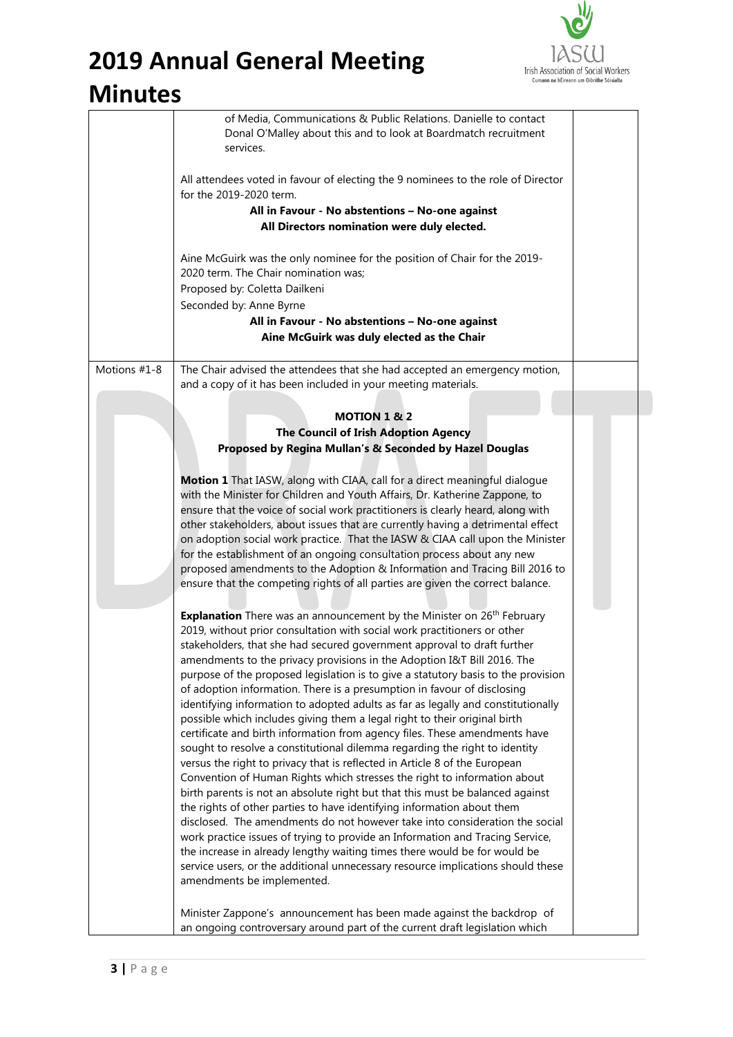| | | |
|---|---|---|
| | of Media, Communications & Public Relations. Danielle to contact Donal O'Malley about this and to look at Boardmatch recruitment services.<br><br>All attendees voted in favour of electing the 9 nominees to the role of Director for the 2019-2020 term.<br>**All in Favour - No abstentions – No-one against**<br>**All Directors nomination were duly elected.**<br><br>Aine McGuirk was the only nominee for the position of Chair for the 2019-2020 term. The Chair nomination was;<br>Proposed by: Coletta Dailkeni<br>Seconded by: Anne Byrne<br>**All in Favour - No abstentions – No-one against**<br>**Aine McGuirk was duly elected as the Chair** | |
| Motions #1-8 | The Chair advised the attendees that she had accepted an emergency motion, and a copy of it has been included in your meeting materials.<br><br>**MOTION 1 & 2**<br>**The Council of Irish Adoption Agency**<br>**Proposed by Regina Mullan's & Seconded by Hazel Douglas**<br><br>**Motion 1** That IASW, along with CIAA, call for a direct meaningful dialogue with the Minister for Children and Youth Affairs, Dr. Katherine Zappone, to ensure that the voice of social work practitioners is clearly heard, along with other stakeholders, about issues that are currently having a detrimental effect on adoption social work practice. That the IASW & CIAA call upon the Minister for the establishment of an ongoing consultation process about any new proposed amendments to the Adoption & Information and Tracing Bill 2016 to ensure that the competing rights of all parties are given the correct balance.<br><br>**Explanation** There was an announcement by the Minister on 26th February 2019, without prior consultation with social work practitioners or other stakeholders, that she had secured government approval to draft further amendments to the privacy provisions in the Adoption I&T Bill 2016. The purpose of the proposed legislation is to give a statutory basis to the provision of adoption information. There is a presumption in favour of disclosing identifying information to adopted adults as far as legally and constitutionally possible which includes giving them a legal right to their original birth certificate and birth information from agency files. These amendments have sought to resolve a constitutional dilemma regarding the right to identity versus the right to privacy that is reflected in Article 8 of the European Convention of Human Rights which stresses the right to information about birth parents is not an absolute right but that this must be balanced against the rights of other parties to have identifying information about them disclosed. The amendments do not however take into consideration the social work practice issues of trying to provide an Information and Tracing Service, the increase in already lengthy waiting times there would be for would be service users, or the additional unnecessary resource implications should these amendments be implemented.<br><br>Minister Zappone's announcement has been made against the backdrop of an ongoing controversary around part of the current draft legislation which | |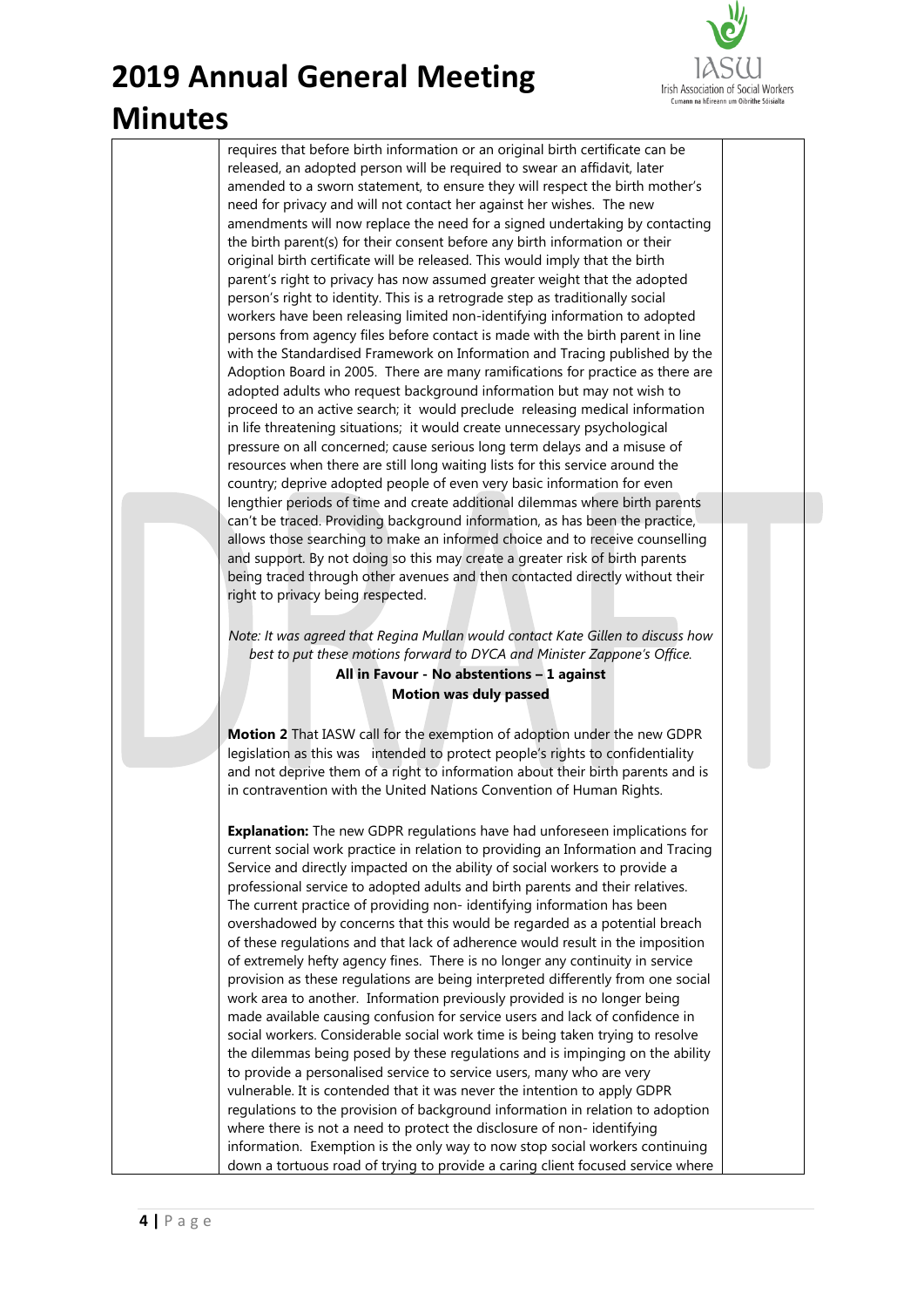requires that before birth information or an original birth certificate can be released, an adopted person will be required to swear an affidavit, later amended to a sworn statement, to ensure they will respect the birth mother's need for privacy and will not contact her against her wishes. The new amendments will now replace the need for a signed undertaking by contacting the birth parent(s) for their consent before any birth information or their original birth certificate will be released. This would imply that the birth parent's right to privacy has now assumed greater weight that the adopted person's right to identity. This is a retrograde step as traditionally social workers have been releasing limited non-identifying information to adopted persons from agency files before contact is made with the birth parent in line with the Standardised Framework on Information and Tracing published by the Adoption Board in 2005. There are many ramifications for practice as there are adopted adults who request background information but may not wish to proceed to an active search; it would preclude releasing medical information in life threatening situations; it would create unnecessary psychological pressure on all concerned; cause serious long term delays and a misuse of resources when there are still long waiting lists for this service around the country; deprive adopted people of even very basic information for even lengthier periods of time and create additional dilemmas where birth parents can't be traced. Providing background information, as has been the practice, allows those searching to make an informed choice and to receive counselling and support. By not doing so this may create a greater risk of birth parents being traced through other avenues and then contacted directly without their right to privacy being respected.

*Note: It was agreed that Regina Mullan would contact Kate Gillen to discuss how best to put these motions forward to DYCA and Minister Zappone's Office.*

**All in Favour - No abstentions – 1 against**

**Motion was duly passed**

**Motion 2** That IASW call for the exemption of adoption under the new GDPR legislation as this was intended to protect people's rights to confidentiality and not deprive them of a right to information about their birth parents and is in contravention with the United Nations Convention of Human Rights.

**Explanation:** The new GDPR regulations have had unforeseen implications for current social work practice in relation to providing an Information and Tracing Service and directly impacted on the ability of social workers to provide a professional service to adopted adults and birth parents and their relatives. The current practice of providing non- identifying information has been overshadowed by concerns that this would be regarded as a potential breach of these regulations and that lack of adherence would result in the imposition of extremely hefty agency fines. There is no longer any continuity in service provision as these regulations are being interpreted differently from one social work area to another. Information previously provided is no longer being made available causing confusion for service users and lack of confidence in social workers. Considerable social work time is being taken trying to resolve the dilemmas being posed by these regulations and is impinging on the ability to provide a personalised service to service users, many who are very vulnerable. It is contended that it was never the intention to apply GDPR regulations to the provision of background information in relation to adoption where there is not a need to protect the disclosure of non- identifying information. Exemption is the only way to now stop social workers continuing down a tortuous road of trying to provide a caring client focused service where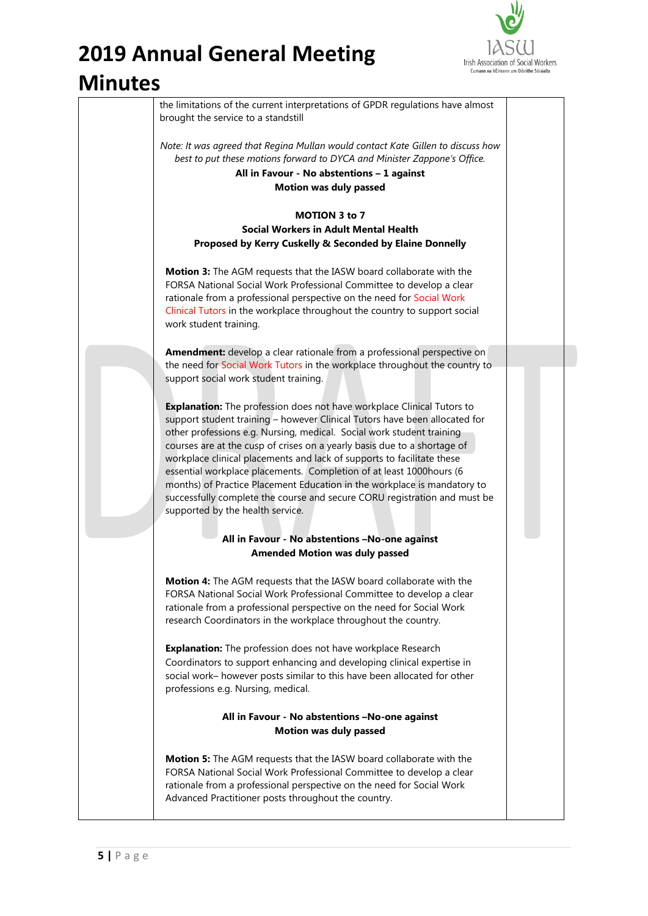# 2019 Annual General Meeting Minutes

the limitations of the current interpretations of GPDR regulations have almost brought the service to a standstill

*Note: It was agreed that Regina Mullan would contact Kate Gillen to discuss how best to put these motions forward to DYCA and Minister Zappone's Office.*

**All in Favour - No abstentions – 1 against**
**Motion was duly passed**

**MOTION 3 to 7**
**Social Workers in Adult Mental Health**
**Proposed by Kerry Cuskelly & Seconded by Elaine Donnelly**

**Motion 3:** The AGM requests that the IASW board collaborate with the FORSA National Social Work Professional Committee to develop a clear rationale from a professional perspective on the need for Social Work Clinical Tutors in the workplace throughout the country to support social work student training.

**Amendment:** develop a clear rationale from a professional perspective on the need for Social Work Tutors in the workplace throughout the country to support social work student training.

**Explanation:** The profession does not have workplace Clinical Tutors to support student training – however Clinical Tutors have been allocated for other professions e.g. Nursing, medical. Social work student training courses are at the cusp of crises on a yearly basis due to a shortage of workplace clinical placements and lack of supports to facilitate these essential workplace placements. Completion of at least 1000hours (6 months) of Practice Placement Education in the workplace is mandatory to successfully complete the course and secure CORU registration and must be supported by the health service.

**All in Favour - No abstentions –No-one against**
**Amended Motion was duly passed**

**Motion 4:** The AGM requests that the IASW board collaborate with the FORSA National Social Work Professional Committee to develop a clear rationale from a professional perspective on the need for Social Work research Coordinators in the workplace throughout the country.

**Explanation:** The profession does not have workplace Research Coordinators to support enhancing and developing clinical expertise in social work– however posts similar to this have been allocated for other professions e.g. Nursing, medical.

**All in Favour - No abstentions –No-one against**
**Motion was duly passed**

**Motion 5:** The AGM requests that the IASW board collaborate with the FORSA National Social Work Professional Committee to develop a clear rationale from a professional perspective on the need for Social Work Advanced Practitioner posts throughout the country.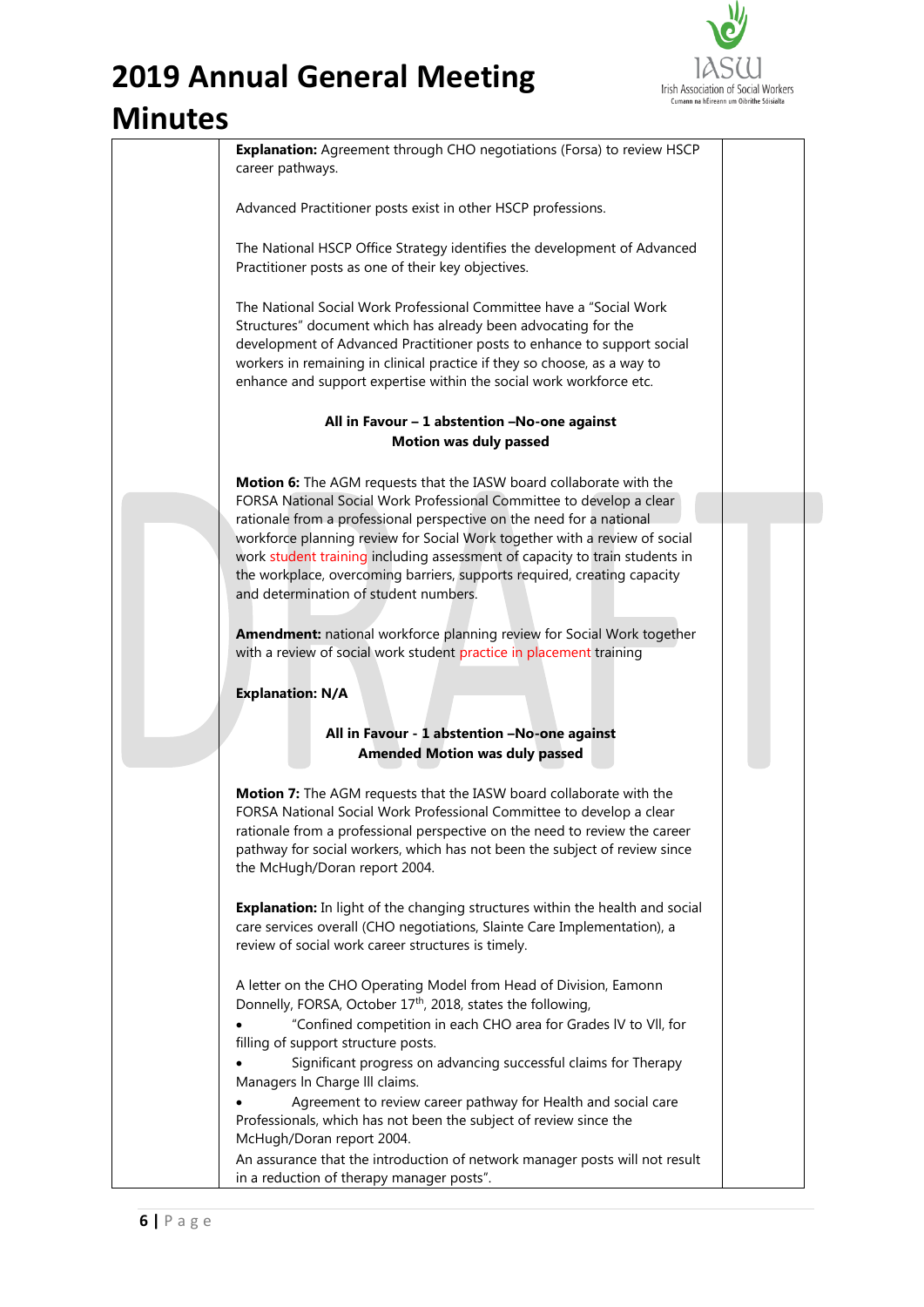**Explanation:** Agreement through CHO negotiations (Forsa) to review HSCP career pathways.

Advanced Practitioner posts exist in other HSCP professions.

The National HSCP Office Strategy identifies the development of Advanced Practitioner posts as one of their key objectives.

The National Social Work Professional Committee have a "Social Work Structures" document which has already been advocating for the development of Advanced Practitioner posts to enhance to support social workers in remaining in clinical practice if they so choose, as a way to enhance and support expertise within the social work workforce etc.

**All in Favour – 1 abstention –No-one against**
**Motion was duly passed**

**Motion 6:** The AGM requests that the IASW board collaborate with the FORSA National Social Work Professional Committee to develop a clear rationale from a professional perspective on the need for a national workforce planning review for Social Work together with a review of social work student training including assessment of capacity to train students in the workplace, overcoming barriers, supports required, creating capacity and determination of student numbers.

**Amendment:** national workforce planning review for Social Work together with a review of social work student practice in placement training

**Explanation: N/A**

**All in Favour - 1 abstention –No-one against**
**Amended Motion was duly passed**

**Motion 7:** The AGM requests that the IASW board collaborate with the FORSA National Social Work Professional Committee to develop a clear rationale from a professional perspective on the need to review the career pathway for social workers, which has not been the subject of review since the McHugh/Doran report 2004.

**Explanation:** In light of the changing structures within the health and social care services overall (CHO negotiations, Slainte Care Implementation), a review of social work career structures is timely.

A letter on the CHO Operating Model from Head of Division, Eamonn Donnelly, FORSA, October 17th, 2018, states the following,

- "Confined competition in each CHO area for Grades IV to VII, for filling of support structure posts.
- Significant progress on advancing successful claims for Therapy Managers In Charge III claims.
- Agreement to review career pathway for Health and social care Professionals, which has not been the subject of review since the McHugh/Doran report 2004.

An assurance that the introduction of network manager posts will not result in a reduction of therapy manager posts".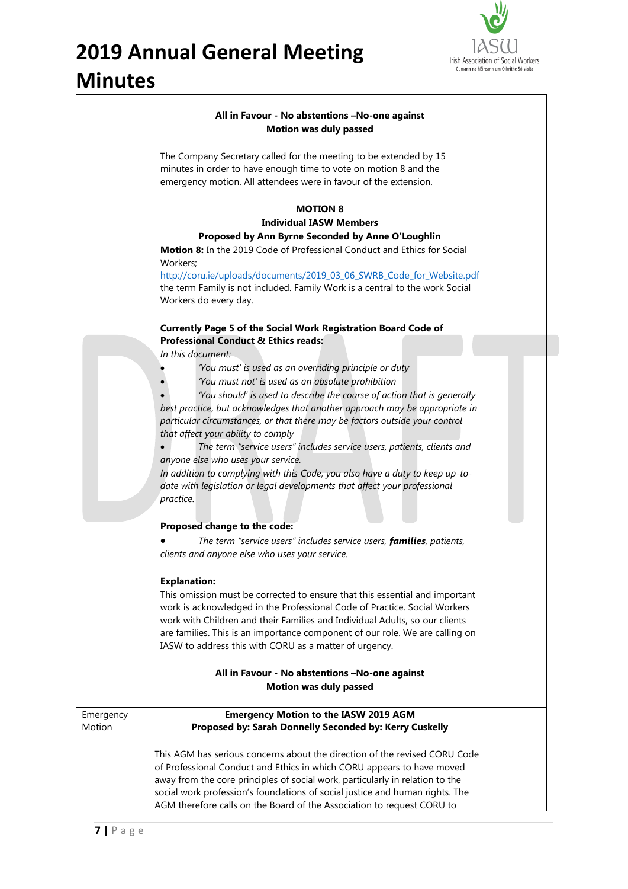# 2019 Annual General Meeting Minutes

| | | |
|---|---|---|
| | **All in Favour - No abstentions –No-one against**<br>**Motion was duly passed**<br><br>The Company Secretary called for the meeting to be extended by 15 minutes in order to have enough time to vote on motion 8 and the emergency motion. All attendees were in favour of the extension.<br><br>**MOTION 8**<br>**Individual IASW Members**<br>**Proposed by Ann Byrne Seconded by Anne O'Loughlin**<br>**Motion 8:** In the 2019 Code of Professional Conduct and Ethics for Social Workers;<br>http://coru.ie/uploads/documents/2019_03_06_SWRB_Code_for_Website.pdf<br>the term Family is not included. Family Work is a central to the work Social Workers do every day.<br><br>**Currently Page 5 of the Social Work Registration Board Code of Professional Conduct & Ethics reads:**<br>*In this document:*<br>• *'You must' is used as an overriding principle or duty*<br>• *'You must not' is used as an absolute prohibition*<br>• *'You should' is used to describe the course of action that is generally best practice, but acknowledges that another approach may be appropriate in particular circumstances, or that there may be factors outside your control that affect your ability to comply*<br>• *The term "service users" includes service users, patients, clients and anyone else who uses your service.*<br>*In addition to complying with this Code, you also have a duty to keep up-to-date with legislation or legal developments that affect your professional practice.*<br><br>**Proposed change to the code:**<br>• *The term "service users" includes service users, **families**, patients, clients and anyone else who uses your service.*<br><br>**Explanation:**<br>This omission must be corrected to ensure that this essential and important work is acknowledged in the Professional Code of Practice. Social Workers work with Children and their Families and Individual Adults, so our clients are families. This is an importance component of our role. We are calling on IASW to address this with CORU as a matter of urgency.<br><br>**All in Favour - No abstentions –No-one against**<br>**Motion was duly passed** | |
| Emergency Motion | **Emergency Motion to the IASW 2019 AGM**<br>**Proposed by: Sarah Donnelly Seconded by: Kerry Cuskelly**<br><br>This AGM has serious concerns about the direction of the revised CORU Code of Professional Conduct and Ethics in which CORU appears to have moved away from the core principles of social work, particularly in relation to the social work profession's foundations of social justice and human rights. The AGM therefore calls on the Board of the Association to request CORU to | |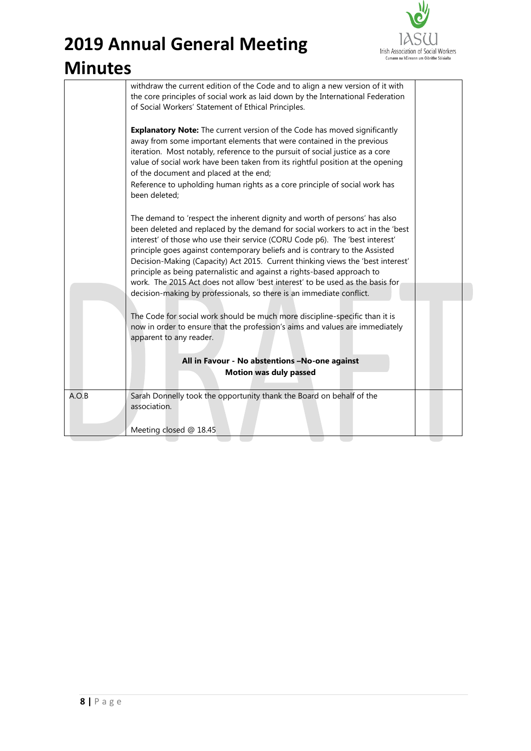# 2019 Annual General Meeting Minutes

| | | |
|---|---|---|
| | withdraw the current edition of the Code and to align a new version of it with the core principles of social work as laid down by the International Federation of Social Workers' Statement of Ethical Principles.<br><br>**Explanatory Note:** The current version of the Code has moved significantly away from some important elements that were contained in the previous iteration. Most notably, reference to the pursuit of social justice as a core value of social work have been taken from its rightful position at the opening of the document and placed at the end;<br>Reference to upholding human rights as a core principle of social work has been deleted;<br><br>The demand to 'respect the inherent dignity and worth of persons' has also been deleted and replaced by the demand for social workers to act in the 'best interest' of those who use their service (CORU Code p6). The 'best interest' principle goes against contemporary beliefs and is contrary to the Assisted Decision-Making (Capacity) Act 2015. Current thinking views the 'best interest' principle as being paternalistic and against a rights-based approach to work. The 2015 Act does not allow 'best interest' to be used as the basis for decision-making by professionals, so there is an immediate conflict.<br><br>The Code for social work should be much more discipline-specific than it is now in order to ensure that the profession's aims and values are immediately apparent to any reader.<br><br>**All in Favour - No abstentions –No-one against**<br>**Motion was duly passed** | |
| A.O.B | Sarah Donnelly took the opportunity thank the Board on behalf of the association.<br><br>Meeting closed @ 18.45 | |